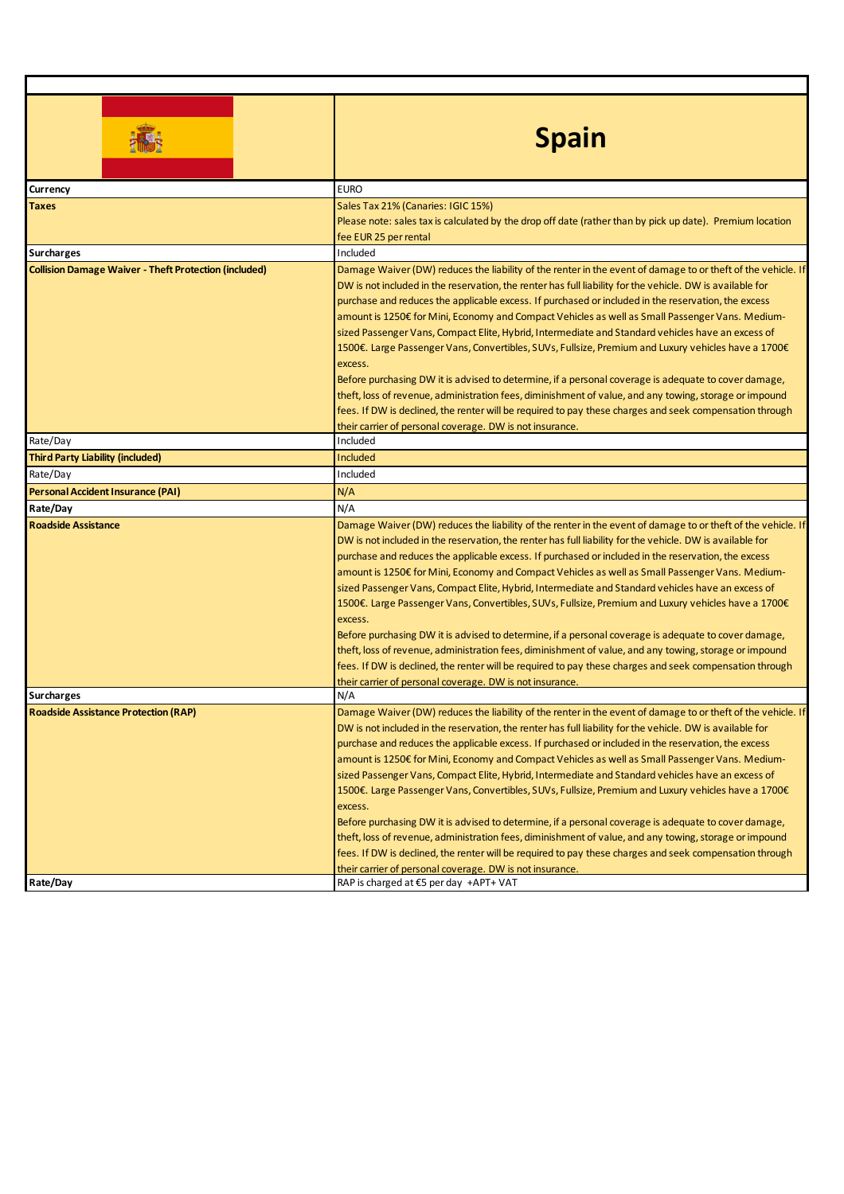| | Spain |
|---|---|
| **Currency** | EURO |
| **Taxes** | Sales Tax 21% (Canaries: IGIC 15%)<br>Please note: sales tax is calculated by the drop off date (rather than by pick up date). Premium location fee EUR 25 per rental |
| **Surcharges** | Included |
| **Collision Damage Waiver - Theft Protection (included)** | Damage Waiver (DW) reduces the liability of the renter in the event of damage to or theft of the vehicle. If DW is not included in the reservation, the renter has full liability for the vehicle. DW is available for purchase and reduces the applicable excess. If purchased or included in the reservation, the excess amount is 1250€ for Mini, Economy and Compact Vehicles as well as Small Passenger Vans. Medium-sized Passenger Vans, Compact Elite, Hybrid, Intermediate and Standard vehicles have an excess of 1500€. Large Passenger Vans, Convertibles, SUVs, Fullsize, Premium and Luxury vehicles have a 1700€ excess.<br>Before purchasing DW it is advised to determine, if a personal coverage is adequate to cover damage, theft, loss of revenue, administration fees, diminishment of value, and any towing, storage or impound fees. If DW is declined, the renter will be required to pay these charges and seek compensation through their carrier of personal coverage. DW is not insurance. |
| Rate/Day | Included |
| **Third Party Liability (included)** | Included |
| Rate/Day | Included |
| **Personal Accident Insurance (PAI)** | N/A |
| **Rate/Day** | N/A |
| **Roadside Assistance** | Damage Waiver (DW) reduces the liability of the renter in the event of damage to or theft of the vehicle. If DW is not included in the reservation, the renter has full liability for the vehicle. DW is available for purchase and reduces the applicable excess. If purchased or included in the reservation, the excess amount is 1250€ for Mini, Economy and Compact Vehicles as well as Small Passenger Vans. Medium-sized Passenger Vans, Compact Elite, Hybrid, Intermediate and Standard vehicles have an excess of 1500€. Large Passenger Vans, Convertibles, SUVs, Fullsize, Premium and Luxury vehicles have a 1700€ excess.<br>Before purchasing DW it is advised to determine, if a personal coverage is adequate to cover damage, theft, loss of revenue, administration fees, diminishment of value, and any towing, storage or impound fees. If DW is declined, the renter will be required to pay these charges and seek compensation through their carrier of personal coverage. DW is not insurance. |
| **Surcharges** | N/A |
| **Roadside Assistance Protection (RAP)** | Damage Waiver (DW) reduces the liability of the renter in the event of damage to or theft of the vehicle. If DW is not included in the reservation, the renter has full liability for the vehicle. DW is available for purchase and reduces the applicable excess. If purchased or included in the reservation, the excess amount is 1250€ for Mini, Economy and Compact Vehicles as well as Small Passenger Vans. Medium-sized Passenger Vans, Compact Elite, Hybrid, Intermediate and Standard vehicles have an excess of 1500€. Large Passenger Vans, Convertibles, SUVs, Fullsize, Premium and Luxury vehicles have a 1700€ excess.<br>Before purchasing DW it is advised to determine, if a personal coverage is adequate to cover damage, theft, loss of revenue, administration fees, diminishment of value, and any towing, storage or impound fees. If DW is declined, the renter will be required to pay these charges and seek compensation through their carrier of personal coverage. DW is not insurance. |
| **Rate/Day** | RAP is charged at €5 per day +APT+ VAT |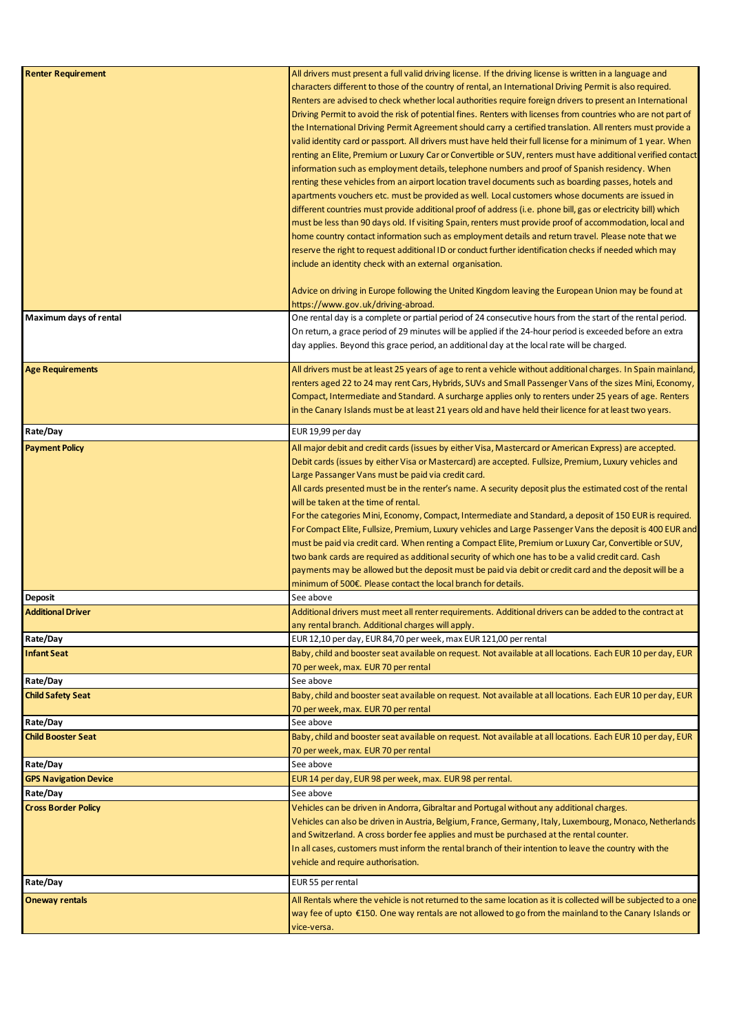| | |
|---|---|
| **Renter Requirement** | All drivers must present a full valid driving license. If the driving license is written in a language and characters different to those of the country of rental, an International Driving Permit is also required. Renters are advised to check whether local authorities require foreign drivers to present an International Driving Permit to avoid the risk of potential fines. Renters with licenses from countries who are not part of the International Driving Permit Agreement should carry a certified translation. All renters must provide a valid identity card or passport. All drivers must have held their full license for a minimum of 1 year. When renting an Elite, Premium or Luxury Car or Convertible or SUV, renters must have additional verified contact information such as employment details, telephone numbers and proof of Spanish residency. When renting these vehicles from an airport location travel documents such as boarding passes, hotels and apartments vouchers etc. must be provided as well. Local customers whose documents are issued in different countries must provide additional proof of address (i.e. phone bill, gas or electricity bill) which must be less than 90 days old. If visiting Spain, renters must provide proof of accommodation, local and home country contact information such as employment details and return travel. Please note that we reserve the right to request additional ID or conduct further identification checks if needed which may include an identity check with an external organisation.<br><br>Advice on driving in Europe following the United Kingdom leaving the European Union may be found at https://www.gov.uk/driving-abroad. |
| **Maximum days of rental** | One rental day is a complete or partial period of 24 consecutive hours from the start of the rental period. On return, a grace period of 29 minutes will be applied if the 24-hour period is exceeded before an extra day applies. Beyond this grace period, an additional day at the local rate will be charged. |
| **Age Requirements** | All drivers must be at least 25 years of age to rent a vehicle without additional charges. In Spain mainland, renters aged 22 to 24 may rent Cars, Hybrids, SUVs and Small Passenger Vans of the sizes Mini, Economy, Compact, Intermediate and Standard. A surcharge applies only to renters under 25 years of age. Renters in the Canary Islands must be at least 21 years old and have held their licence for at least two years. |
| **Rate/Day** | EUR 19,99 per day |
| **Payment Policy** | All major debit and credit cards (issues by either Visa, Mastercard or American Express) are accepted. Debit cards (issues by either Visa or Mastercard) are accepted. Fullsize, Premium, Luxury vehicles and Large Passanger Vans must be paid via credit card.<br>All cards presented must be in the renter's name. A security deposit plus the estimated cost of the rental will be taken at the time of rental.<br>For the categories Mini, Economy, Compact, Intermediate and Standard, a deposit of 150 EUR is required. For Compact Elite, Fullsize, Premium, Luxury vehicles and Large Passenger Vans the deposit is 400 EUR and must be paid via credit card. When renting a Compact Elite, Premium or Luxury Car, Convertible or SUV, two bank cards are required as additional security of which one has to be a valid credit card. Cash payments may be allowed but the deposit must be paid via debit or credit card and the deposit will be a minimum of 500€. Please contact the local branch for details. |
| **Deposit** | See above |
| **Additional Driver** | Additional drivers must meet all renter requirements. Additional drivers can be added to the contract at any rental branch. Additional charges will apply. |
| **Rate/Day** | EUR 12,10 per day, EUR 84,70 per week, max EUR 121,00 per rental |
| **Infant Seat** | Baby, child and booster seat available on request. Not available at all locations. Each EUR 10 per day, EUR 70 per week, max. EUR 70 per rental |
| **Rate/Day** | See above |
| **Child Safety Seat** | Baby, child and booster seat available on request. Not available at all locations. Each EUR 10 per day, EUR 70 per week, max. EUR 70 per rental |
| **Rate/Day** | See above |
| **Child Booster Seat** | Baby, child and booster seat available on request. Not available at all locations. Each EUR 10 per day, EUR 70 per week, max. EUR 70 per rental |
| **Rate/Day** | See above |
| **GPS Navigation Device** | EUR 14 per day, EUR 98 per week, max. EUR 98 per rental. |
| **Rate/Day** | See above |
| **Cross Border Policy** | Vehicles can be driven in Andorra, Gibraltar and Portugal without any additional charges.<br>Vehicles can also be driven in Austria, Belgium, France, Germany, Italy, Luxembourg, Monaco, Netherlands and Switzerland. A cross border fee applies and must be purchased at the rental counter.<br>In all cases, customers must inform the rental branch of their intention to leave the country with the vehicle and require authorisation. |
| **Rate/Day** | EUR 55 per rental |
| **Oneway rentals** | All Rentals where the vehicle is not returned to the same location as it is collected will be subjected to a one way fee of upto €150. One way rentals are not allowed to go from the mainland to the Canary Islands or vice-versa. |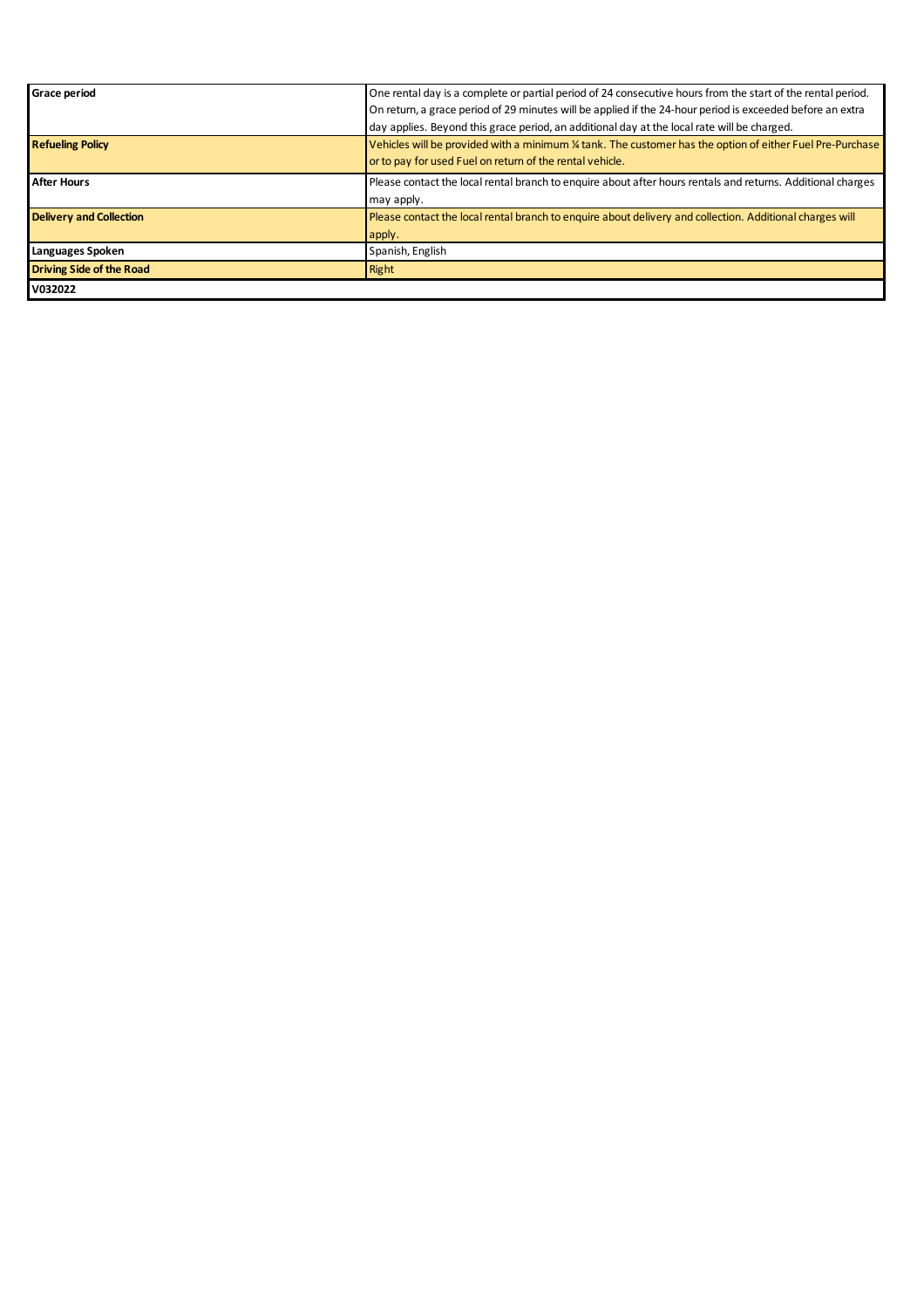| | |
|---|---|
| **Grace period** | One rental day is a complete or partial period of 24 consecutive hours from the start of the rental period. On return, a grace period of 29 minutes will be applied if the 24-hour period is exceeded before an extra day applies. Beyond this grace period, an additional day at the local rate will be charged. |
| **Refueling Policy** | Vehicles will be provided with a minimum ¼ tank. The customer has the option of either Fuel Pre-Purchase or to pay for used Fuel on return of the rental vehicle. |
| **After Hours** | Please contact the local rental branch to enquire about after hours rentals and returns. Additional charges may apply. |
| **Delivery and Collection** | Please contact the local rental branch to enquire about delivery and collection. Additional charges will apply. |
| **Languages Spoken** | Spanish, English |
| **Driving Side of the Road** | Right |
| **V032022** | |